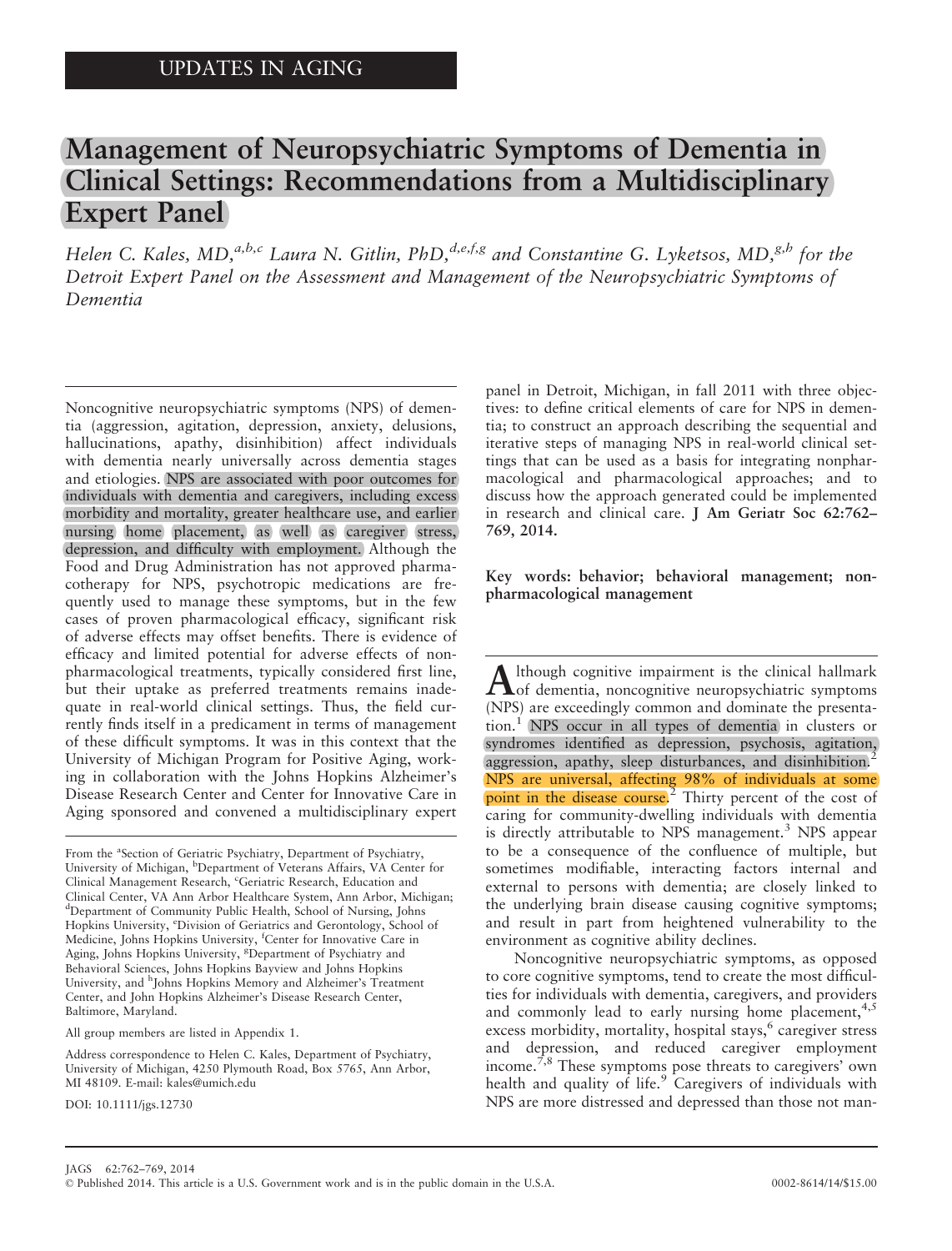UPDATES IN AGING

# Management of Neuropsychiatric Symptoms of Dementia in Clinical Settings: Recommendations from a Multidisciplinary Expert Panel

*Helen C. Kales, MD,[a,b,c] Laura N. Gitlin, PhD,[d,e,f,g] and Constantine G. Lyketsos, MD,[g,h] for the Detroit Expert Panel on the Assessment and Management of the Neuropsychiatric Symptoms of Dementia*

Noncognitive neuropsychiatric symptoms (NPS) of dementia (aggression, agitation, depression, anxiety, delusions, hallucinations, apathy, disinhibition) affect individuals with dementia nearly universally across dementia stages and etiologies. NPS are associated with poor outcomes for individuals with dementia and caregivers, including excess morbidity and mortality, greater healthcare use, and earlier nursing home placement, as well as caregiver stress, depression, and difficulty with employment. Although the Food and Drug Administration has not approved pharmacotherapy for NPS, psychotropic medications are frequently used to manage these symptoms, but in the few cases of proven pharmacological efficacy, significant risk of adverse effects may offset benefits. There is evidence of efficacy and limited potential for adverse effects of nonpharmacological treatments, typically considered first line, but their uptake as preferred treatments remains inadequate in real-world clinical settings. Thus, the field currently finds itself in a predicament in terms of management of these difficult symptoms. It was in this context that the University of Michigan Program for Positive Aging, working in collaboration with the Johns Hopkins Alzheimer's Disease Research Center and Center for Innovative Care in Aging sponsored and convened a multidisciplinary expert panel in Detroit, Michigan, in fall 2011 with three objectives: to define critical elements of care for NPS in dementia; to construct an approach describing the sequential and iterative steps of managing NPS in real-world clinical settings that can be used as a basis for integrating nonpharmacological and pharmacological approaches; and to discuss how the approach generated could be implemented in research and clinical care. **J Am Geriatr Soc 62:762–769, 2014.**

**Key words: behavior; behavioral management; nonpharmacological management**

From the [a]Section of Geriatric Psychiatry, Department of Psychiatry, University of Michigan, [b]Department of Veterans Affairs, VA Center for Clinical Management Research, [c]Geriatric Research, Education and Clinical Center, VA Ann Arbor Healthcare System, Ann Arbor, Michigan; [d]Department of Community Public Health, School of Nursing, Johns Hopkins University, [e]Division of Geriatrics and Gerontology, School of Medicine, Johns Hopkins University, [f]Center for Innovative Care in Aging, Johns Hopkins University, [g]Department of Psychiatry and Behavioral Sciences, Johns Hopkins Bayview and Johns Hopkins University, and [h]Johns Hopkins Memory and Alzheimer's Treatment Center, and John Hopkins Alzheimer's Disease Research Center, Baltimore, Maryland.

All group members are listed in Appendix 1.

Address correspondence to Helen C. Kales, Department of Psychiatry, University of Michigan, 4250 Plymouth Road, Box 5765, Ann Arbor, MI 48109. E-mail: kales@umich.edu

DOI: 10.1111/jgs.12730

Although cognitive impairment is the clinical hallmark of dementia, noncognitive neuropsychiatric symptoms (NPS) are exceedingly common and dominate the presentation.[1] NPS occur in all types of dementia in clusters or syndromes identified as depression, psychosis, agitation, aggression, apathy, sleep disturbances, and disinhibition.[2] NPS are universal, affecting 98% of individuals at some point in the disease course.[2] Thirty percent of the cost of caring for community-dwelling individuals with dementia is directly attributable to NPS management.[3] NPS appear to be a consequence of the confluence of multiple, but sometimes modifiable, interacting factors internal and external to persons with dementia; are closely linked to the underlying brain disease causing cognitive symptoms; and result in part from heightened vulnerability to the environment as cognitive ability declines.

Noncognitive neuropsychiatric symptoms, as opposed to core cognitive symptoms, tend to create the most difficulties for individuals with dementia, caregivers, and providers and commonly lead to early nursing home placement,[4,5] excess morbidity, mortality, hospital stays,[6] caregiver stress and depression, and reduced caregiver employment income.[7,8] These symptoms pose threats to caregivers' own health and quality of life.[9] Caregivers of individuals with NPS are more distressed and depressed than those not man-

© Published 2014. This article is a U.S. Government work and is in the public domain in the U.S.A. 0002-8614/14/$15.00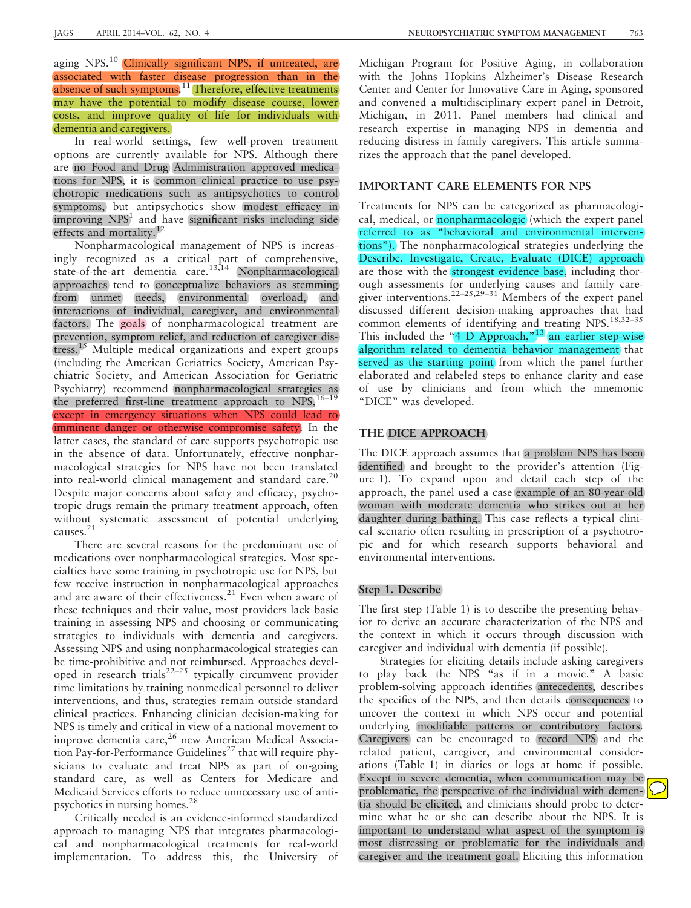aging NPS.[10] Clinically significant NPS, if untreated, are associated with faster disease progression than in the absence of such symptoms.[11] Therefore, effective treatments may have the potential to modify disease course, lower costs, and improve quality of life for individuals with dementia and caregivers.

In real-world settings, few well-proven treatment options are currently available for NPS. Although there are no Food and Drug Administration–approved medications for NPS, it is common clinical practice to use psychotropic medications such as antipsychotics to control symptoms, but antipsychotics show modest efficacy in improving NPS[1] and have significant risks including side effects and mortality.[12]

Nonpharmacological management of NPS is increasingly recognized as a critical part of comprehensive, state-of-the-art dementia care.[13,14] Nonpharmacological approaches tend to conceptualize behaviors as stemming from unmet needs, environmental overload, and interactions of individual, caregiver, and environmental factors. The goals of nonpharmacological treatment are prevention, symptom relief, and reduction of caregiver distress.[15] Multiple medical organizations and expert groups (including the American Geriatrics Society, American Psychiatric Society, and American Association for Geriatric Psychiatry) recommend nonpharmacological strategies as the preferred first-line treatment approach to NPS,[16–19] except in emergency situations when NPS could lead to imminent danger or otherwise compromise safety. In the latter cases, the standard of care supports psychotropic use in the absence of data. Unfortunately, effective nonpharmacological strategies for NPS have not been translated into real-world clinical management and standard care.[20] Despite major concerns about safety and efficacy, psychotropic drugs remain the primary treatment approach, often without systematic assessment of potential underlying causes.[21]

There are several reasons for the predominant use of medications over nonpharmacological strategies. Most specialties have some training in psychotropic use for NPS, but few receive instruction in nonpharmacological approaches and are aware of their effectiveness.[21] Even when aware of these techniques and their value, most providers lack basic training in assessing NPS and choosing or communicating strategies to individuals with dementia and caregivers. Assessing NPS and using nonpharmacological strategies can be time-prohibitive and not reimbursed. Approaches developed in research trials[22–25] typically circumvent provider time limitations by training nonmedical personnel to deliver interventions, and thus, strategies remain outside standard clinical practices. Enhancing clinician decision-making for NPS is timely and critical in view of a national movement to improve dementia care,[26] new American Medical Association Pay-for-Performance Guidelines[27] that will require physicians to evaluate and treat NPS as part of on-going standard care, as well as Centers for Medicare and Medicaid Services efforts to reduce unnecessary use of antipsychotics in nursing homes.[28]

Critically needed is an evidence-informed standardized approach to managing NPS that integrates pharmacological and nonpharmacological treatments for real-world implementation. To address this, the University of Michigan Program for Positive Aging, in collaboration with the Johns Hopkins Alzheimer's Disease Research Center and Center for Innovative Care in Aging, sponsored and convened a multidisciplinary expert panel in Detroit, Michigan, in 2011. Panel members had clinical and research expertise in managing NPS in dementia and reducing distress in family caregivers. This article summarizes the approach that the panel developed.

## IMPORTANT CARE ELEMENTS FOR NPS

Treatments for NPS can be categorized as pharmacological, medical, or nonpharmacologic (which the expert panel referred to as "behavioral and environmental interventions"). The nonpharmacological strategies underlying the Describe, Investigate, Create, Evaluate (DICE) approach are those with the strongest evidence base, including thorough assessments for underlying causes and family caregiver interventions.[22–25,29–31] Members of the expert panel discussed different decision-making approaches that had common elements of identifying and treating NPS.[18,32–35] This included the "4 D Approach,"[13] an earlier step-wise algorithm related to dementia behavior management that served as the starting point from which the panel further elaborated and relabeled steps to enhance clarity and ease of use by clinicians and from which the mnemonic "DICE" was developed.

## THE DICE APPROACH

The DICE approach assumes that a problem NPS has been identified and brought to the provider's attention (Figure 1). To expand upon and detail each step of the approach, the panel used a case example of an 80-year-old woman with moderate dementia who strikes out at her daughter during bathing. This case reflects a typical clinical scenario often resulting in prescription of a psychotropic and for which research supports behavioral and environmental interventions.

### Step 1. Describe

The first step (Table 1) is to describe the presenting behavior to derive an accurate characterization of the NPS and the context in which it occurs through discussion with caregiver and individual with dementia (if possible).

Strategies for eliciting details include asking caregivers to play back the NPS "as if in a movie." A basic problem-solving approach identifies antecedents, describes the specifics of the NPS, and then details consequences to uncover the context in which NPS occur and potential underlying modifiable patterns or contributory factors. Caregivers can be encouraged to record NPS and the related patient, caregiver, and environmental considerations (Table 1) in diaries or logs at home if possible. Except in severe dementia, when communication may be problematic, the perspective of the individual with dementia should be elicited, and clinicians should probe to determine what he or she can describe about the NPS. It is important to understand what aspect of the symptom is most distressing or problematic for the individuals and caregiver and the treatment goal. Eliciting this information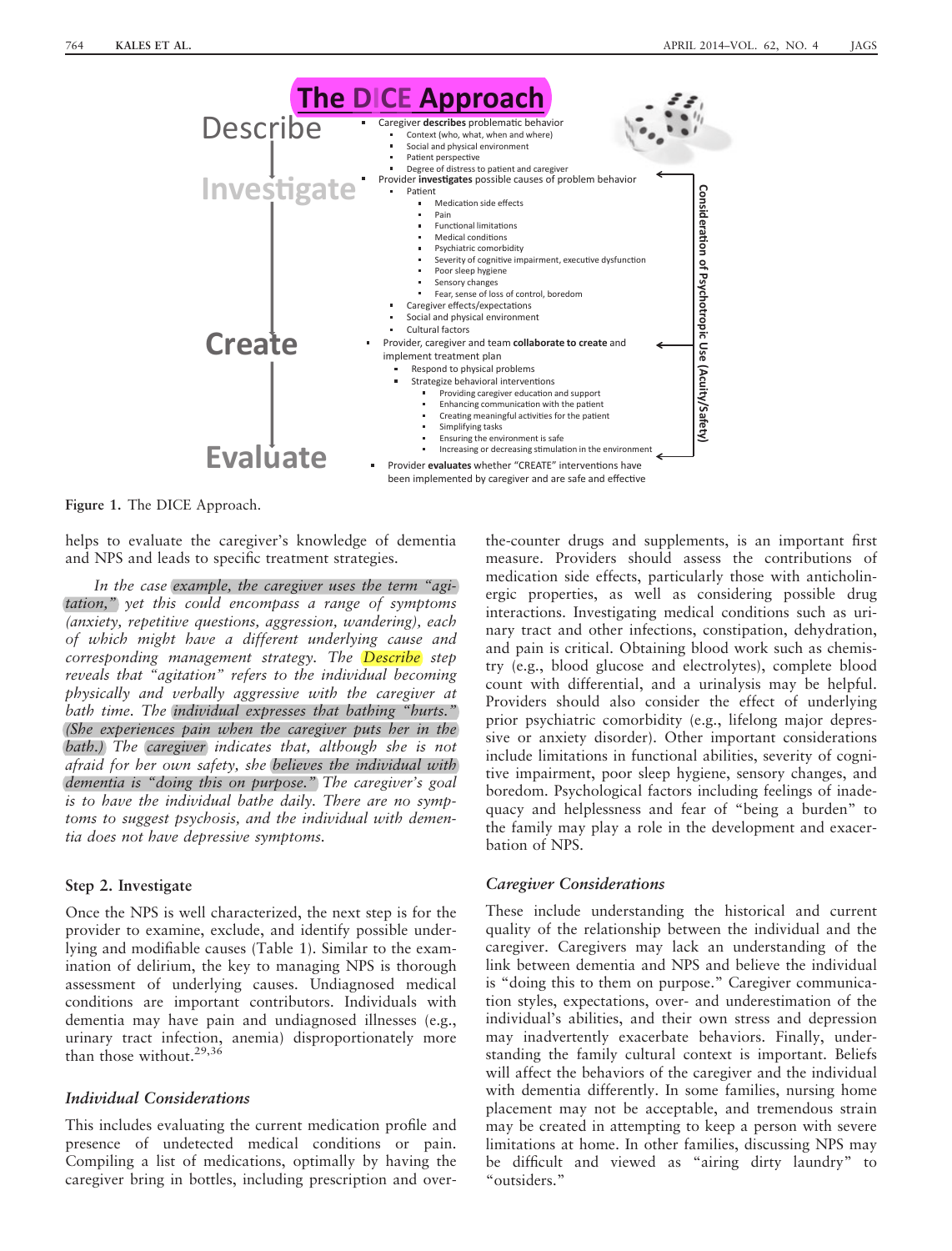# The DICE Approach

Describe

- Caregiver **describes** problematic behavior
  - Context (who, what, when and where)
  - Social and physical environment
  - Patient perspective
  - Degree of distress to patient and caregiver

Investigate

- Provider **investigates** possible causes of problem behavior
  - Patient
    - Medication side effects
    - Pain
    - Functional limitations
    - Medical conditions
    - Psychiatric comorbidity
    - Severity of cognitive impairment, executive dysfunction
    - Poor sleep hygiene
    - Sensory changes
    - Fear, sense of loss of control, boredom
  - Caregiver effects/expectations
  - Social and physical environment
  - Cultural factors

Create

- Provider, caregiver and team **collaborate to create** and implement treatment plan
  - Respond to physical problems
  - Strategize behavioral interventions
    - Providing caregiver education and support
    - Enhancing communication with the patient
    - Creating meaningful activities for the patient
    - Simplifying tasks
    - Ensuring the environment is safe
    - Increasing or decreasing stimulation in the environment

Evaluate

- Provider **evaluates** whether "CREATE" interventions have been implemented by caregiver and are safe and effective

Consideration of Psychotropic Use (Acuity/Safety)

Figure 1. The DICE Approach.

helps to evaluate the caregiver's knowledge of dementia and NPS and leads to specific treatment strategies.

*In the case example, the caregiver uses the term "agitation," yet this could encompass a range of symptoms (anxiety, repetitive questions, aggression, wandering), each of which might have a different underlying cause and corresponding management strategy. The Describe step reveals that "agitation" refers to the individual becoming physically and verbally aggressive with the caregiver at bath time. The individual expresses that bathing "hurts." (She experiences pain when the caregiver puts her in the bath.) The caregiver indicates that, although she is not afraid for her own safety, she believes the individual with dementia is "doing this on purpose." The caregiver's goal is to have the individual bathe daily. There are no symptoms to suggest psychosis, and the individual with dementia does not have depressive symptoms.*

### Step 2. Investigate

Once the NPS is well characterized, the next step is for the provider to examine, exclude, and identify possible underlying and modifiable causes (Table 1). Similar to the examination of delirium, the key to managing NPS is thorough assessment of underlying causes. Undiagnosed medical conditions are important contributors. Individuals with dementia may have pain and undiagnosed illnesses (e.g., urinary tract infection, anemia) disproportionately more than those without.[29,36]

#### *Individual Considerations*

This includes evaluating the current medication profile and presence of undetected medical conditions or pain. Compiling a list of medications, optimally by having the caregiver bring in bottles, including prescription and over-the-counter drugs and supplements, is an important first measure. Providers should assess the contributions of medication side effects, particularly those with anticholinergic properties, as well as considering possible drug interactions. Investigating medical conditions such as urinary tract and other infections, constipation, dehydration, and pain is critical. Obtaining blood work such as chemistry (e.g., blood glucose and electrolytes), complete blood count with differential, and a urinalysis may be helpful. Providers should also consider the effect of underlying prior psychiatric comorbidity (e.g., lifelong major depressive or anxiety disorder). Other important considerations include limitations in functional abilities, severity of cognitive impairment, poor sleep hygiene, sensory changes, and boredom. Psychological factors including feelings of inadequacy and helplessness and fear of "being a burden" to the family may play a role in the development and exacerbation of NPS.

#### *Caregiver Considerations*

These include understanding the historical and current quality of the relationship between the individual and the caregiver. Caregivers may lack an understanding of the link between dementia and NPS and believe the individual is "doing this to them on purpose." Caregiver communication styles, expectations, over- and underestimation of the individual's abilities, and their own stress and depression may inadvertently exacerbate behaviors. Finally, understanding the family cultural context is important. Beliefs will affect the behaviors of the caregiver and the individual with dementia differently. In some families, nursing home placement may not be acceptable, and tremendous strain may be created in attempting to keep a person with severe limitations at home. In other families, discussing NPS may be difficult and viewed as "airing dirty laundry" to "outsiders."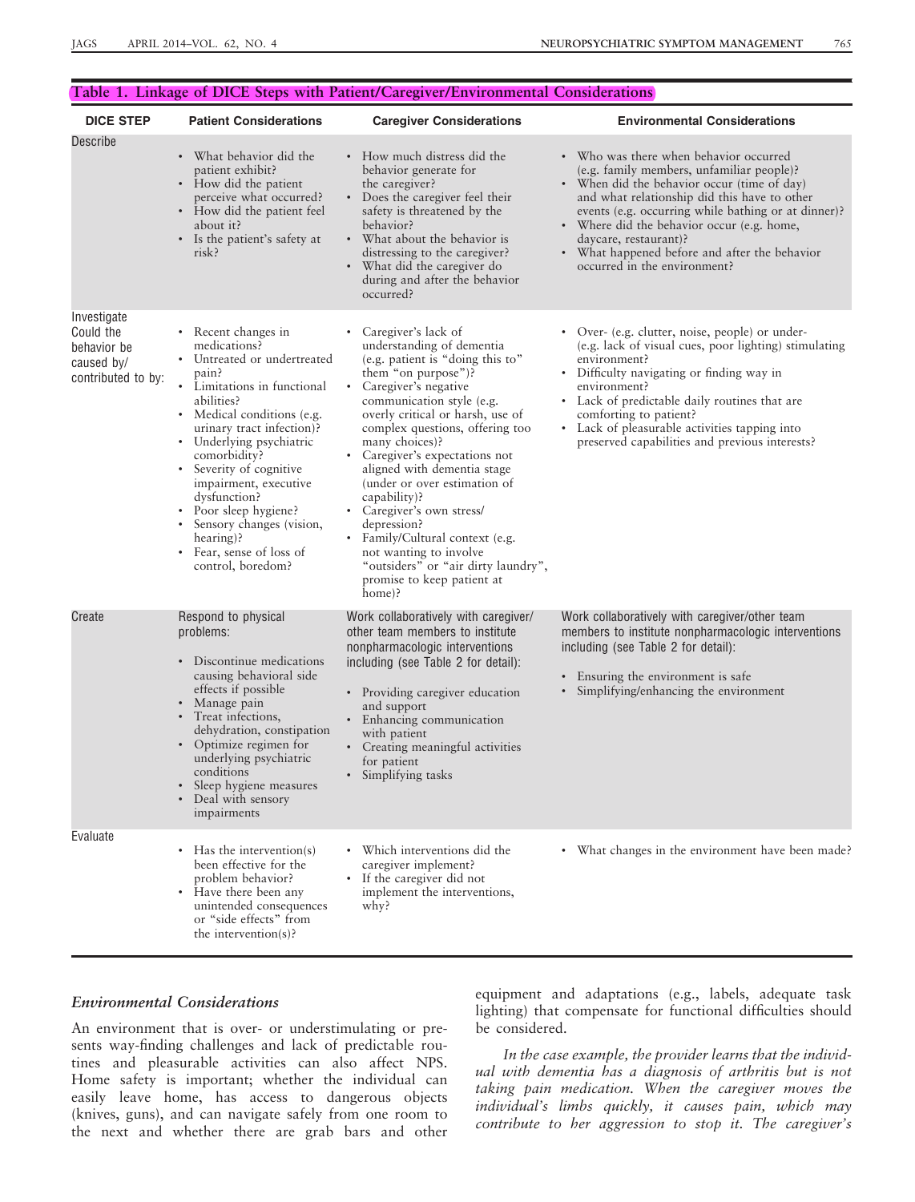**Table 1. Linkage of DICE Steps with Patient/Caregiver/Environmental Considerations**

| DICE STEP | Patient Considerations | Caregiver Considerations | Environmental Considerations |
|---|---|---|---|
| Describe | • What behavior did the patient exhibit?<br>• How did the patient perceive what occurred?<br>• How did the patient feel about it?<br>• Is the patient's safety at risk? | • How much distress did the behavior generate for the caregiver?<br>• Does the caregiver feel their safety is threatened by the behavior?<br>• What about the behavior is distressing to the caregiver?<br>• What did the caregiver do during and after the behavior occurred? | • Who was there when behavior occurred (e.g. family members, unfamiliar people)?<br>• When did the behavior occur (time of day) and what relationship did this have to other events (e.g. occurring while bathing or at dinner)?<br>• Where did the behavior occur (e.g. home, daycare, restaurant)?<br>• What happened before and after the behavior occurred in the environment? |
| Investigate<br>Could the behavior be caused by/ contributed to by: | • Recent changes in medications?<br>• Untreated or undertreated pain?<br>• Limitations in functional abilities?<br>• Medical conditions (e.g. urinary tract infection)?<br>• Underlying psychiatric comorbidity?<br>• Severity of cognitive impairment, executive dysfunction?<br>• Poor sleep hygiene?<br>• Sensory changes (vision, hearing)?<br>• Fear, sense of loss of control, boredom? | • Caregiver's lack of understanding of dementia (e.g. patient is "doing this to" them "on purpose")?<br>• Caregiver's negative communication style (e.g. overly critical or harsh, use of complex questions, offering too many choices)?<br>• Caregiver's expectations not aligned with dementia stage (under or over estimation of capability)?<br>• Caregiver's own stress/ depression?<br>• Family/Cultural context (e.g. not wanting to involve "outsiders" or "air dirty laundry", promise to keep patient at home)? | • Over- (e.g. clutter, noise, people) or under- (e.g. lack of visual cues, poor lighting) stimulating environment?<br>• Difficulty navigating or finding way in environment?<br>• Lack of predictable daily routines that are comforting to patient?<br>• Lack of pleasurable activities tapping into preserved capabilities and previous interests? |
| Create | Respond to physical problems:<br>• Discontinue medications causing behavioral side effects if possible<br>• Manage pain<br>• Treat infections, dehydration, constipation<br>• Optimize regimen for underlying psychiatric conditions<br>• Sleep hygiene measures<br>• Deal with sensory impairments | Work collaboratively with caregiver/ other team members to institute nonpharmacologic interventions including (see Table 2 for detail):<br>• Providing caregiver education and support<br>• Enhancing communication with patient<br>• Creating meaningful activities for patient<br>• Simplifying tasks | Work collaboratively with caregiver/other team members to institute nonpharmacologic interventions including (see Table 2 for detail):<br>• Ensuring the environment is safe<br>• Simplifying/enhancing the environment |
| Evaluate | • Has the intervention(s) been effective for the problem behavior?<br>• Have there been any unintended consequences or "side effects" from the intervention(s)? | • Which interventions did the caregiver implement?<br>• If the caregiver did not implement the interventions, why? | • What changes in the environment have been made? |

### *Environmental Considerations*

An environment that is over- or understimulating or presents way-finding challenges and lack of predictable routines and pleasurable activities can also affect NPS. Home safety is important; whether the individual can easily leave home, has access to dangerous objects (knives, guns), and can navigate safely from one room to the next and whether there are grab bars and other equipment and adaptations (e.g., labels, adequate task lighting) that compensate for functional difficulties should be considered.

*In the case example, the provider learns that the individual with dementia has a diagnosis of arthritis but is not taking pain medication. When the caregiver moves the individual's limbs quickly, it causes pain, which may contribute to her aggression to stop it. The caregiver's*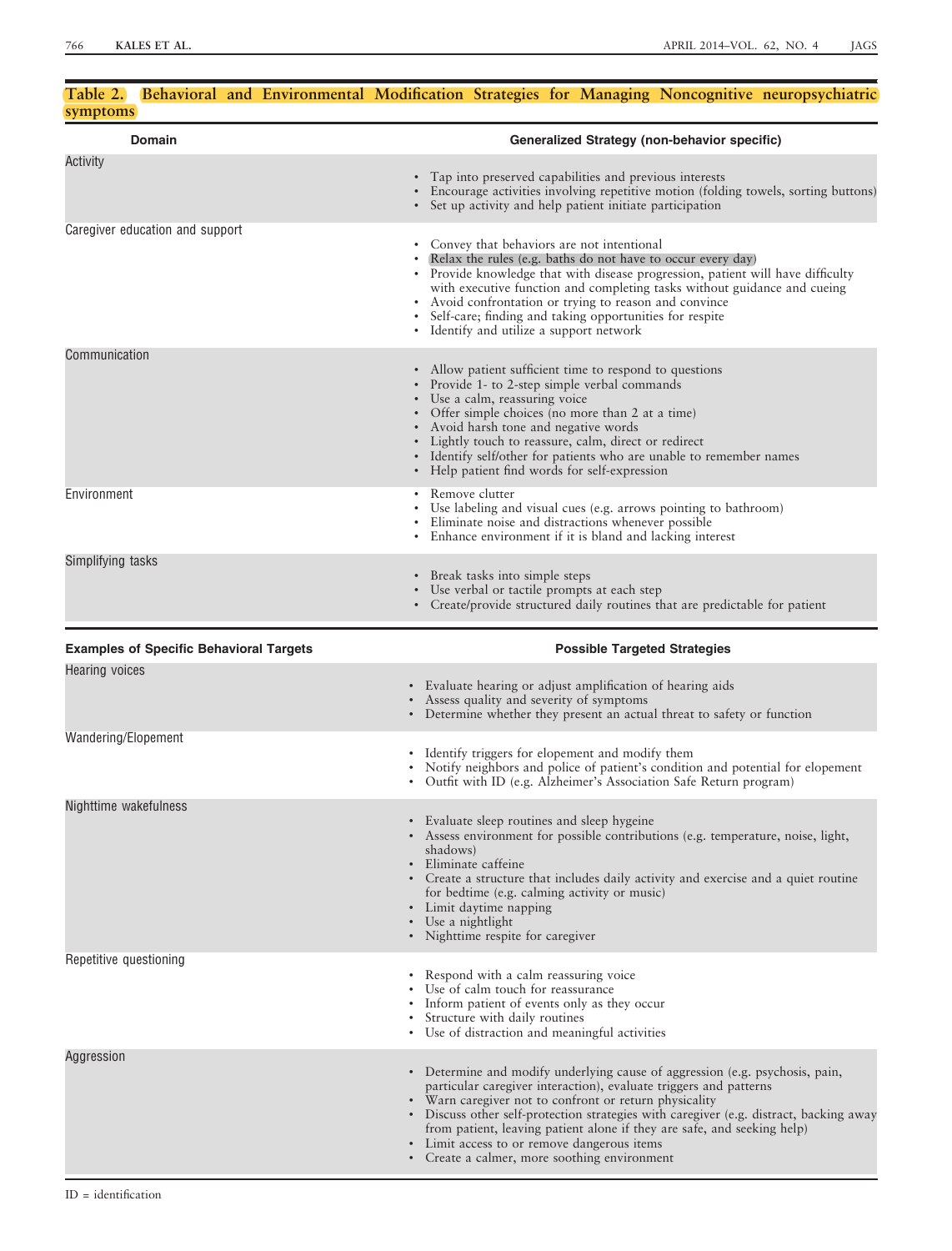**Table 2. Behavioral and Environmental Modification Strategies for Managing Noncognitive neuropsychiatric symptoms**

| Domain | Generalized Strategy (non-behavior specific) |
|---|---|
| Activity | • Tap into preserved capabilities and previous interests<br>• Encourage activities involving repetitive motion (folding towels, sorting buttons)<br>• Set up activity and help patient initiate participation |
| Caregiver education and support | • Convey that behaviors are not intentional<br>• Relax the rules (e.g. baths do not have to occur every day)<br>• Provide knowledge that with disease progression, patient will have difficulty with executive function and completing tasks without guidance and cueing<br>• Avoid confrontation or trying to reason and convince<br>• Self-care; finding and taking opportunities for respite<br>• Identify and utilize a support network |
| Communication | • Allow patient sufficient time to respond to questions<br>• Provide 1- to 2-step simple verbal commands<br>• Use a calm, reassuring voice<br>• Offer simple choices (no more than 2 at a time)<br>• Avoid harsh tone and negative words<br>• Lightly touch to reassure, calm, direct or redirect<br>• Identify self/other for patients who are unable to remember names<br>• Help patient find words for self-expression |
| Environment | • Remove clutter<br>• Use labeling and visual cues (e.g. arrows pointing to bathroom)<br>• Eliminate noise and distractions whenever possible<br>• Enhance environment if it is bland and lacking interest |
| Simplifying tasks | • Break tasks into simple steps<br>• Use verbal or tactile prompts at each step<br>• Create/provide structured daily routines that are predictable for patient |
| **Examples of Specific Behavioral Targets** | **Possible Targeted Strategies** |
| Hearing voices | • Evaluate hearing or adjust amplification of hearing aids<br>• Assess quality and severity of symptoms<br>• Determine whether they present an actual threat to safety or function |
| Wandering/Elopement | • Identify triggers for elopement and modify them<br>• Notify neighbors and police of patient's condition and potential for elopement<br>• Outfit with ID (e.g. Alzheimer's Association Safe Return program) |
| Nighttime wakefulness | • Evaluate sleep routines and sleep hygeine<br>• Assess environment for possible contributions (e.g. temperature, noise, light, shadows)<br>• Eliminate caffeine<br>• Create a structure that includes daily activity and exercise and a quiet routine for bedtime (e.g. calming activity or music)<br>• Limit daytime napping<br>• Use a nightlight<br>• Nighttime respite for caregiver |
| Repetitive questioning | • Respond with a calm reassuring voice<br>• Use of calm touch for reassurance<br>• Inform patient of events only as they occur<br>• Structure with daily routines<br>• Use of distraction and meaningful activities |
| Aggression | • Determine and modify underlying cause of aggression (e.g. psychosis, pain, particular caregiver interaction), evaluate triggers and patterns<br>• Warn caregiver not to confront or return physicality<br>• Discuss other self-protection strategies with caregiver (e.g. distract, backing away from patient, leaving patient alone if they are safe, and seeking help)<br>• Limit access to or remove dangerous items<br>• Create a calmer, more soothing environment |

ID = identification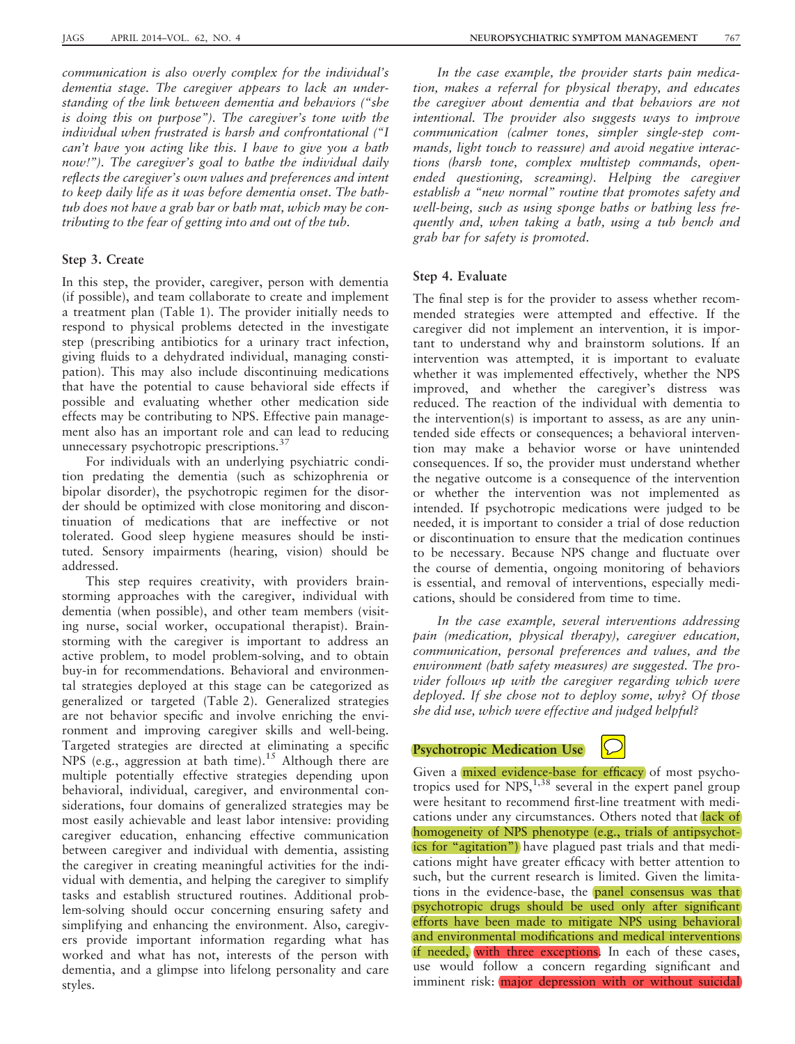*communication is also overly complex for the individual's dementia stage. The caregiver appears to lack an understanding of the link between dementia and behaviors ("she is doing this on purpose"). The caregiver's tone with the individual when frustrated is harsh and confrontational ("I can't have you acting like this. I have to give you a bath now!"). The caregiver's goal to bathe the individual daily reflects the caregiver's own values and preferences and intent to keep daily life as it was before dementia onset. The bathtub does not have a grab bar or bath mat, which may be contributing to the fear of getting into and out of the tub.*

### Step 3. Create

In this step, the provider, caregiver, person with dementia (if possible), and team collaborate to create and implement a treatment plan (Table 1). The provider initially needs to respond to physical problems detected in the investigate step (prescribing antibiotics for a urinary tract infection, giving fluids to a dehydrated individual, managing constipation). This may also include discontinuing medications that have the potential to cause behavioral side effects if possible and evaluating whether other medication side effects may be contributing to NPS. Effective pain management also has an important role and can lead to reducing unnecessary psychotropic prescriptions.[37]

For individuals with an underlying psychiatric condition predating the dementia (such as schizophrenia or bipolar disorder), the psychotropic regimen for the disorder should be optimized with close monitoring and discontinuation of medications that are ineffective or not tolerated. Good sleep hygiene measures should be instituted. Sensory impairments (hearing, vision) should be addressed.

This step requires creativity, with providers brainstorming approaches with the caregiver, individual with dementia (when possible), and other team members (visiting nurse, social worker, occupational therapist). Brainstorming with the caregiver is important to address an active problem, to model problem-solving, and to obtain buy-in for recommendations. Behavioral and environmental strategies deployed at this stage can be categorized as generalized or targeted (Table 2). Generalized strategies are not behavior specific and involve enriching the environment and improving caregiver skills and well-being. Targeted strategies are directed at eliminating a specific NPS (e.g., aggression at bath time).[15] Although there are multiple potentially effective strategies depending upon behavioral, individual, caregiver, and environmental considerations, four domains of generalized strategies may be most easily achievable and least labor intensive: providing caregiver education, enhancing effective communication between caregiver and individual with dementia, assisting the caregiver in creating meaningful activities for the individual with dementia, and helping the caregiver to simplify tasks and establish structured routines. Additional problem-solving should occur concerning ensuring safety and simplifying and enhancing the environment. Also, caregivers provide important information regarding what has worked and what has not, interests of the person with dementia, and a glimpse into lifelong personality and care styles.

*In the case example, the provider starts pain medication, makes a referral for physical therapy, and educates the caregiver about dementia and that behaviors are not intentional. The provider also suggests ways to improve communication (calmer tones, simpler single-step commands, light touch to reassure) and avoid negative interactions (harsh tone, complex multistep commands, open-ended questioning, screaming). Helping the caregiver establish a "new normal" routine that promotes safety and well-being, such as using sponge baths or bathing less frequently and, when taking a bath, using a tub bench and grab bar for safety is promoted.*

### Step 4. Evaluate

The final step is for the provider to assess whether recommended strategies were attempted and effective. If the caregiver did not implement an intervention, it is important to understand why and brainstorm solutions. If an intervention was attempted, it is important to evaluate whether it was implemented effectively, whether the NPS improved, and whether the caregiver's distress was reduced. The reaction of the individual with dementia to the intervention(s) is important to assess, as are any unintended side effects or consequences; a behavioral intervention may make a behavior worse or have unintended consequences. If so, the provider must understand whether the negative outcome is a consequence of the intervention or whether the intervention was not implemented as intended. If psychotropic medications were judged to be needed, it is important to consider a trial of dose reduction or discontinuation to ensure that the medication continues to be necessary. Because NPS change and fluctuate over the course of dementia, ongoing monitoring of behaviors is essential, and removal of interventions, especially medications, should be considered from time to time.

*In the case example, several interventions addressing pain (medication, physical therapy), caregiver education, communication, personal preferences and values, and the environment (bath safety measures) are suggested. The provider follows up with the caregiver regarding which were deployed. If she chose not to deploy some, why? Of those she did use, which were effective and judged helpful?*

### Psychotropic Medication Use

Given a mixed evidence-base for efficacy of most psychotropics used for NPS,[1,38] several in the expert panel group were hesitant to recommend first-line treatment with medications under any circumstances. Others noted that lack of homogeneity of NPS phenotype (e.g., trials of antipsychotics for "agitation") have plagued past trials and that medications might have greater efficacy with better attention to such, but the current research is limited. Given the limitations in the evidence-base, the panel consensus was that psychotropic drugs should be used only after significant efforts have been made to mitigate NPS using behavioral and environmental modifications and medical interventions if needed, with three exceptions. In each of these cases, use would follow a concern regarding significant and imminent risk: major depression with or without suicidal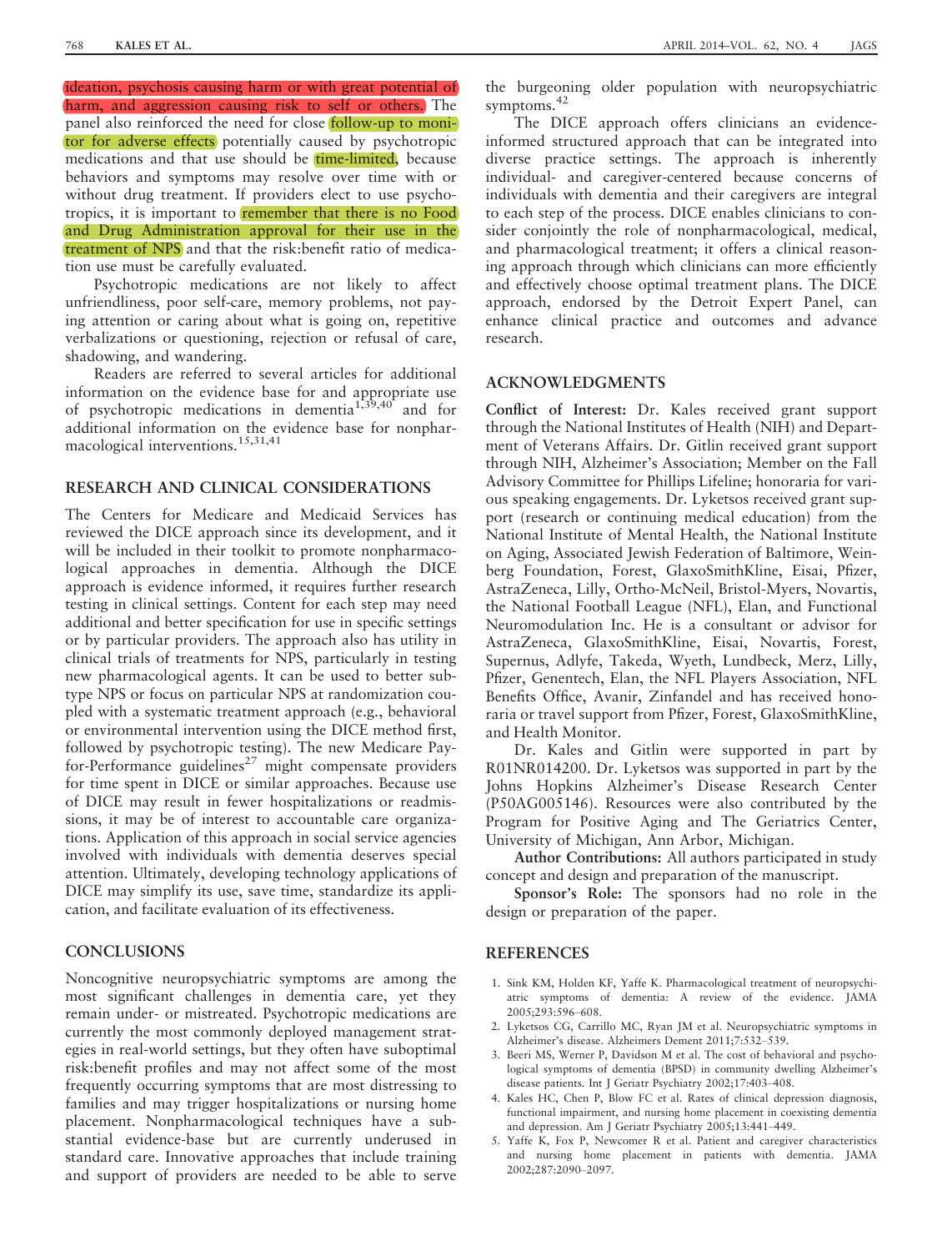ideation, psychosis causing harm or with great potential of harm, and aggression causing risk to self or others. The panel also reinforced the need for close follow-up to monitor for adverse effects potentially caused by psychotropic medications and that use should be time-limited, because behaviors and symptoms may resolve over time with or without drug treatment. If providers elect to use psychotropics, it is important to remember that there is no Food and Drug Administration approval for their use in the treatment of NPS and that the risk:benefit ratio of medication use must be carefully evaluated.

Psychotropic medications are not likely to affect unfriendliness, poor self-care, memory problems, not paying attention or caring about what is going on, repetitive verbalizations or questioning, rejection or refusal of care, shadowing, and wandering.

Readers are referred to several articles for additional information on the evidence base for and appropriate use of psychotropic medications in dementia[1,39,40] and for additional information on the evidence base for nonpharmacological interventions.[15,31,41]

## RESEARCH AND CLINICAL CONSIDERATIONS

The Centers for Medicare and Medicaid Services has reviewed the DICE approach since its development, and it will be included in their toolkit to promote nonpharmacological approaches in dementia. Although the DICE approach is evidence informed, it requires further research testing in clinical settings. Content for each step may need additional and better specification for use in specific settings or by particular providers. The approach also has utility in clinical trials of treatments for NPS, particularly in testing new pharmacological agents. It can be used to better subtype NPS or focus on particular NPS at randomization coupled with a systematic treatment approach (e.g., behavioral or environmental intervention using the DICE method first, followed by psychotropic testing). The new Medicare Pay-for-Performance guidelines[27] might compensate providers for time spent in DICE or similar approaches. Because use of DICE may result in fewer hospitalizations or readmissions, it may be of interest to accountable care organizations. Application of this approach in social service agencies involved with individuals with dementia deserves special attention. Ultimately, developing technology applications of DICE may simplify its use, save time, standardize its application, and facilitate evaluation of its effectiveness.

## CONCLUSIONS

Noncognitive neuropsychiatric symptoms are among the most significant challenges in dementia care, yet they remain under- or mistreated. Psychotropic medications are currently the most commonly deployed management strategies in real-world settings, but they often have suboptimal risk:benefit profiles and may not affect some of the most frequently occurring symptoms that are most distressing to families and may trigger hospitalizations or nursing home placement. Nonpharmacological techniques have a substantial evidence-base but are currently underused in standard care. Innovative approaches that include training and support of providers are needed to be able to serve the burgeoning older population with neuropsychiatric symptoms.[42]

The DICE approach offers clinicians an evidence-informed structured approach that can be integrated into diverse practice settings. The approach is inherently individual- and caregiver-centered because concerns of individuals with dementia and their caregivers are integral to each step of the process. DICE enables clinicians to consider conjointly the role of nonpharmacological, medical, and pharmacological treatment; it offers a clinical reasoning approach through which clinicians can more efficiently and effectively choose optimal treatment plans. The DICE approach, endorsed by the Detroit Expert Panel, can enhance clinical practice and outcomes and advance research.

## ACKNOWLEDGMENTS

**Conflict of Interest:** Dr. Kales received grant support through the National Institutes of Health (NIH) and Department of Veterans Affairs. Dr. Gitlin received grant support through NIH, Alzheimer's Association; Member on the Fall Advisory Committee for Phillips Lifeline; honoraria for various speaking engagements. Dr. Lyketsos received grant support (research or continuing medical education) from the National Institute of Mental Health, the National Institute on Aging, Associated Jewish Federation of Baltimore, Weinberg Foundation, Forest, GlaxoSmithKline, Eisai, Pfizer, AstraZeneca, Lilly, Ortho-McNeil, Bristol-Myers, Novartis, the National Football League (NFL), Elan, and Functional Neuromodulation Inc. He is a consultant or advisor for AstraZeneca, GlaxoSmithKline, Eisai, Novartis, Forest, Supernus, Adlyfe, Takeda, Wyeth, Lundbeck, Merz, Lilly, Pfizer, Genentech, Elan, the NFL Players Association, NFL Benefits Office, Avanir, Zinfandel and has received honoraria or travel support from Pfizer, Forest, GlaxoSmithKline, and Health Monitor.

Drs. Kales and Gitlin were supported in part by R01NR014200. Dr. Lyketsos was supported in part by the Johns Hopkins Alzheimer's Disease Research Center (P50AG005146). Resources were also contributed by the Program for Positive Aging and The Geriatrics Center, University of Michigan, Ann Arbor, Michigan.

**Author Contributions:** All authors participated in study concept and design and preparation of the manuscript.

**Sponsor's Role:** The sponsors had no role in the design or preparation of the paper.

## REFERENCES

1. Sink KM, Holden KF, Yaffe K. Pharmacological treatment of neuropsychiatric symptoms of dementia: A review of the evidence. JAMA 2005;293:596–608.
2. Lyketsos CG, Carrillo MC, Ryan JM et al. Neuropsychiatric symptoms in Alzheimer's disease. Alzheimers Dement 2011;7:532–539.
3. Beeri MS, Werner P, Davidson M et al. The cost of behavioral and psychological symptoms of dementia (BPSD) in community dwelling Alzheimer's disease patients. Int J Geriatr Psychiatry 2002;17:403–408.
4. Kales HC, Chen P, Blow FC et al. Rates of clinical depression diagnosis, functional impairment, and nursing home placement in coexisting dementia and depression. Am J Geriatr Psychiatry 2005;13:441–449.
5. Yaffe K, Fox P, Newcomer R et al. Patient and caregiver characteristics and nursing home placement in patients with dementia. JAMA 2002;287:2090–2097.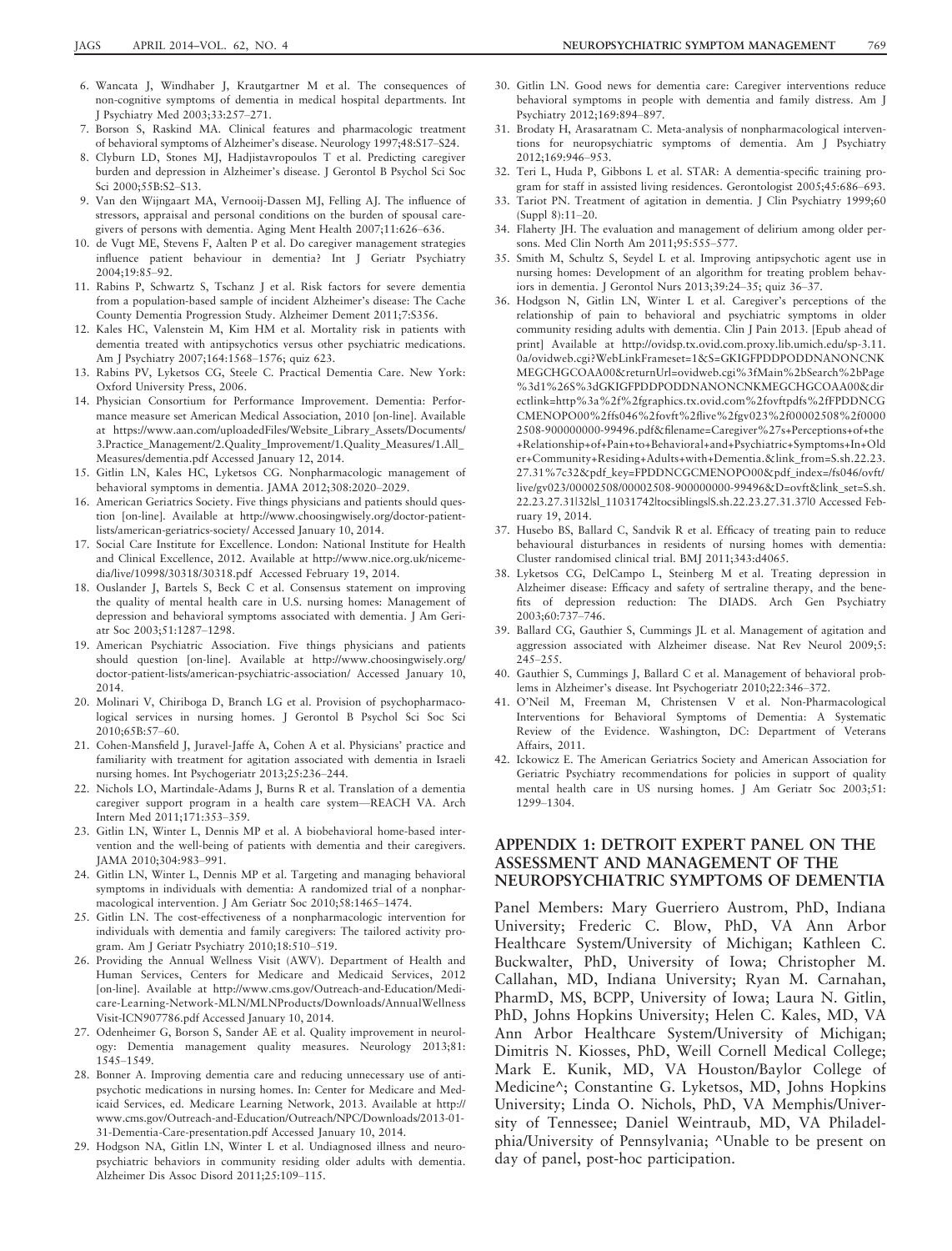6. Wancata J, Windhaber J, Krautgartner M et al. The consequences of non-cognitive symptoms of dementia in medical hospital departments. Int J Psychiatry Med 2003;33:257–271.
7. Borson S, Raskind MA. Clinical features and pharmacologic treatment of behavioral symptoms of Alzheimer's disease. Neurology 1997;48:S17–S24.
8. Clyburn LD, Stones MJ, Hadjistavropoulos T et al. Predicting caregiver burden and depression in Alzheimer's disease. J Gerontol B Psychol Sci Soc Sci 2000;55B:S2–S13.
9. Van den Wijngaart MA, Vernooij-Dassen MJ, Felling AJ. The influence of stressors, appraisal and personal conditions on the burden of spousal caregivers of persons with dementia. Aging Ment Health 2007;11:626–636.
10. de Vugt ME, Stevens F, Aalten P et al. Do caregiver management strategies influence patient behaviour in dementia? Int J Geriatr Psychiatry 2004;19:85–92.
11. Rabins P, Schwartz S, Tschanz J et al. Risk factors for severe dementia from a population-based sample of incident Alzheimer's disease: The Cache County Dementia Progression Study. Alzheimer Dement 2011;7:S356.
12. Kales HC, Valenstein M, Kim HM et al. Mortality risk in patients with dementia treated with antipsychotics versus other psychiatric medications. Am J Psychiatry 2007;164:1568–1576; quiz 623.
13. Rabins PV, Lyketsos CG, Steele C. Practical Dementia Care. New York: Oxford University Press, 2006.
14. Physician Consortium for Performance Improvement. Dementia: Performance measure set American Medical Association, 2010 [on-line]. Available at https://www.aan.com/uploadedFiles/Website_Library_Assets/Documents/3.Practice_Management/2.Quality_Improvement/1.Quality_Measures/1.All_Measures/dementia.pdf Accessed January 12, 2014.
15. Gitlin LN, Kales HC, Lyketsos CG. Nonpharmacologic management of behavioral symptoms in dementia. JAMA 2012;308:2020–2029.
16. American Geriatrics Society. Five things physicians and patients should question [on-line]. Available at http://www.choosingwisely.org/doctor-patient-lists/american-geriatrics-society/ Accessed January 10, 2014.
17. Social Care Institute for Excellence. London: National Institute for Health and Clinical Excellence, 2012. Available at http://www.nice.org.uk/nicemedia/live/10998/30318/30318.pdf Accessed February 19, 2014.
18. Ouslander J, Bartels S, Beck C et al. Consensus statement on improving the quality of mental health care in U.S. nursing homes: Management of depression and behavioral symptoms associated with dementia. J Am Geriatr Soc 2003;51:1287–1298.
19. American Psychiatric Association. Five things physicians and patients should question [on-line]. Available at http://www.choosingwisely.org/doctor-patient-lists/american-psychiatric-association/ Accessed January 10, 2014.
20. Molinari V, Chiriboga D, Branch LG et al. Provision of psychopharmacological services in nursing homes. J Gerontol B Psychol Sci Soc Sci 2010;65B:57–60.
21. Cohen-Mansfield J, Juravel-Jaffe A, Cohen A et al. Physicians' practice and familiarity with treatment for agitation associated with dementia in Israeli nursing homes. Int Psychogeriatr 2013;25:236–244.
22. Nichols LO, Martindale-Adams J, Burns R et al. Translation of a dementia caregiver support program in a health care system—REACH VA. Arch Intern Med 2011;171:353–359.
23. Gitlin LN, Winter L, Dennis MP et al. A biobehavioral home-based intervention and the well-being of patients with dementia and their caregivers. JAMA 2010;304:983–991.
24. Gitlin LN, Winter L, Dennis MP et al. Targeting and managing behavioral symptoms in individuals with dementia: A randomized trial of a nonpharmacological intervention. J Am Geriatr Soc 2010;58:1465–1474.
25. Gitlin LN. The cost-effectiveness of a nonpharmacologic intervention for individuals with dementia and family caregivers: The tailored activity program. Am J Geriatr Psychiatry 2010;18:510–519.
26. Providing the Annual Wellness Visit (AWV). Department of Health and Human Services, Centers for Medicare and Medicaid Services, 2012 [on-line]. Available at http://www.cms.gov/Outreach-and-Education/Medicare-Learning-Network-MLN/MLNProducts/Downloads/AnnualWellnessVisit-ICN907786.pdf Accessed January 10, 2014.
27. Odenheimer G, Borson S, Sander AE et al. Quality improvement in neurology: Dementia management quality measures. Neurology 2013;81:1545–1549.
28. Bonner A. Improving dementia care and reducing unnecessary use of antipsychotic medications in nursing homes. In: Center for Medicare and Medicaid Services, ed. Medicare Learning Network, 2013. Available at http://www.cms.gov/Outreach-and-Education/Outreach/NPC/Downloads/2013-01-31-Dementia-Care-presentation.pdf Accessed January 10, 2014.
29. Hodgson NA, Gitlin LN, Winter L et al. Undiagnosed illness and neuropsychiatric behaviors in community residing older adults with dementia. Alzheimer Dis Assoc Disord 2011;25:109–115.
30. Gitlin LN. Good news for dementia care: Caregiver interventions reduce behavioral symptoms in people with dementia and family distress. Am J Psychiatry 2012;169:894–897.
31. Brodaty H, Arasaratnam C. Meta-analysis of nonpharmacological interventions for neuropsychiatric symptoms of dementia. Am J Psychiatry 2012;169:946–953.
32. Teri L, Huda P, Gibbons L et al. STAR: A dementia-specific training program for staff in assisted living residences. Gerontologist 2005;45:686–693.
33. Tariot PN. Treatment of agitation in dementia. J Clin Psychiatry 1999;60 (Suppl 8):11–20.
34. Flaherty JH. The evaluation and management of delirium among older persons. Med Clin North Am 2011;95:555–577.
35. Smith M, Schultz S, Seydel L et al. Improving antipsychotic agent use in nursing homes: Development of an algorithm for treating problem behaviors in dementia. J Gerontol Nurs 2013;39:24–35; quiz 36–37.
36. Hodgson N, Gitlin LN, Winter L et al. Caregiver's perceptions of the relationship of pain to behavioral and psychiatric symptoms in older community residing adults with dementia. Clin J Pain 2013. [Epub ahead of print] Available at http://ovidsp.tx.ovid.com.proxy.lib.umich.edu/sp-3.11.0a/ovidweb.cgi?WebLinkFrameset=1&S=GKIGFPDDPODDNANONCNKMEGCHGCOAA00&returnUrl=ovidweb.cgi%3fMain%2bSearch%2bPage%3d1%26S%3dGKIGFPDDPODDNANONCNKMEGCHGCOAA00&directlink=http%3a%2f%2fgraphics.tx.ovid.com%2fovftpdfs%2fFPDDNCGCMENOPO00%2ffs046%2fovft%2flive%2fgv023%2f00002508%2f00002508-900000000-99496.pdf&filename=Caregiver%27s+Perceptions+of+the+Relationship+of+Pain+to+Behavioral+and+Psychiatric+Symptoms+In+Older+Community+Residing+Adults+with+Dementia.&link_from=S.sh.22.23.27.31%7c32&pdf_key=FPDDNCGCMENOPO00&pdf_index=/fs046/ovft/live/gv023/00002508/00002508-900000000-99496&D=ovft&link_set=S.sh.22.23.27.31|32|sl_11031742|tocsiblings|S.sh.22.23.27.31.37|0 Accessed February 19, 2014.
37. Husebo BS, Ballard C, Sandvik R et al. Efficacy of treating pain to reduce behavioural disturbances in residents of nursing homes with dementia: Cluster randomised clinical trial. BMJ 2011;343:d4065.
38. Lyketsos CG, DelCampo L, Steinberg M et al. Treating depression in Alzheimer disease: Efficacy and safety of sertraline therapy, and the benefits of depression reduction: The DIADS. Arch Gen Psychiatry 2003;60:737–746.
39. Ballard CG, Gauthier S, Cummings JL et al. Management of agitation and aggression associated with Alzheimer disease. Nat Rev Neurol 2009;5:245–255.
40. Gauthier S, Cummings J, Ballard C et al. Management of behavioral problems in Alzheimer's disease. Int Psychogeriatr 2010;22:346–372.
41. O'Neil M, Freeman M, Christensen V et al. Non-Pharmacological Interventions for Behavioral Symptoms of Dementia: A Systematic Review of the Evidence. Washington, DC: Department of Veterans Affairs, 2011.
42. Ickowicz E. The American Geriatrics Society and American Association for Geriatric Psychiatry recommendations for policies in support of quality mental health care in US nursing homes. J Am Geriatr Soc 2003;51:1299–1304.

## APPENDIX 1: DETROIT EXPERT PANEL ON THE ASSESSMENT AND MANAGEMENT OF THE NEUROPSYCHIATRIC SYMPTOMS OF DEMENTIA

Panel Members: Mary Guerriero Austrom, PhD, Indiana University; Frederic C. Blow, PhD, VA Ann Arbor Healthcare System/University of Michigan; Kathleen C. Buckwalter, PhD, University of Iowa; Christopher M. Callahan, MD, Indiana University; Ryan M. Carnahan, PharmD, MS, BCPP, University of Iowa; Laura N. Gitlin, PhD, Johns Hopkins University; Helen C. Kales, MD, VA Ann Arbor Healthcare System/University of Michigan; Dimitris N. Kiosses, PhD, Weill Cornell Medical College; Mark E. Kunik, MD, VA Houston/Baylor College of Medicine^; Constantine G. Lyketsos, MD, Johns Hopkins University; Linda O. Nichols, PhD, VA Memphis/University of Tennessee; Daniel Weintraub, MD, VA Philadelphia/University of Pennsylvania; ^Unable to be present on day of panel, post-hoc participation.